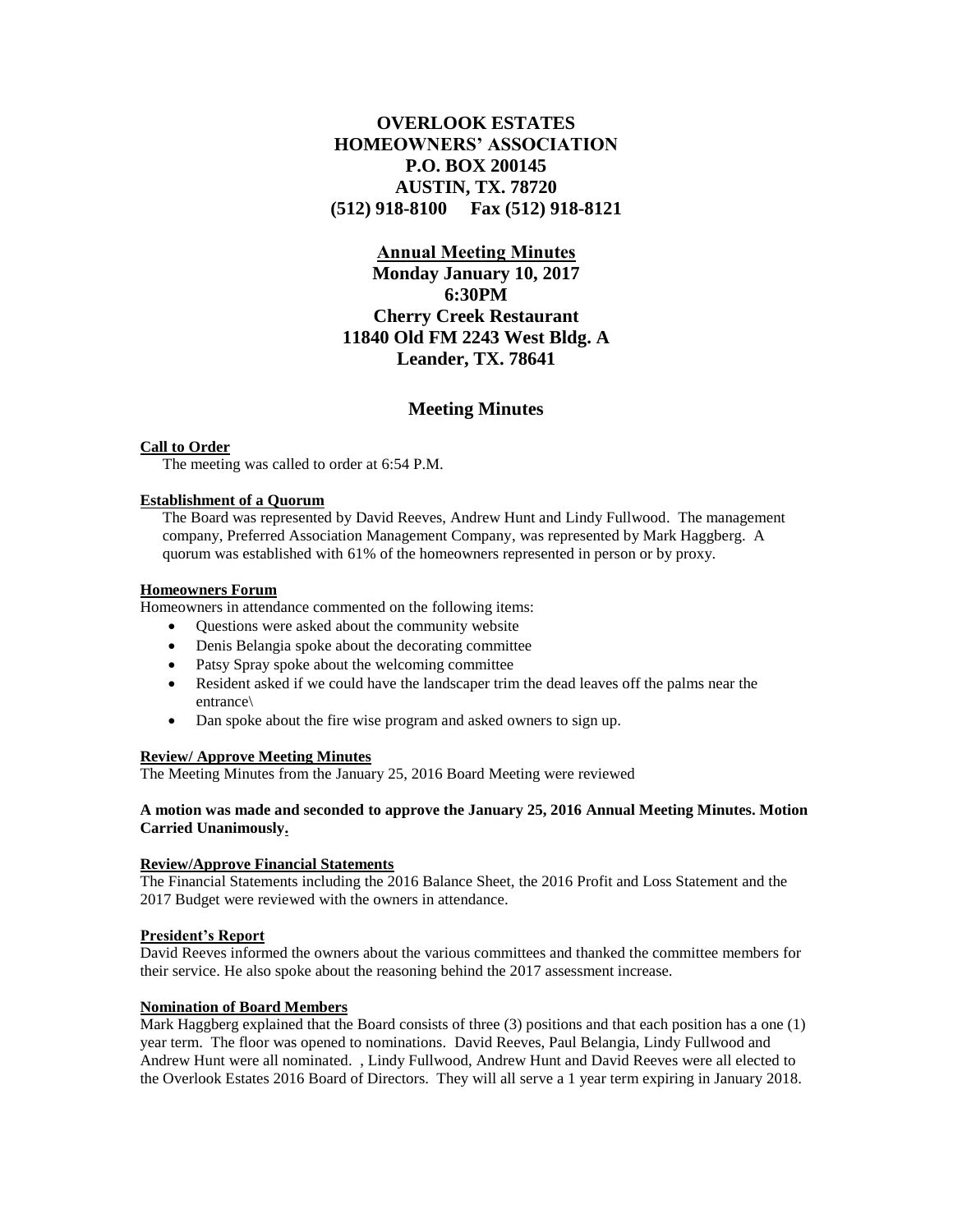# OVERLOOK ESTATES
# HOMEOWNERS' ASSOCIATION
## P.O. BOX 200145
## AUSTIN, TX. 78720
## (512) 918-8100 Fax (512) 918-8121

## Annual Meeting Minutes
### Monday January 10, 2017
### 6:30PM
### Cherry Creek Restaurant
### 11840 Old FM 2243 West Bldg. A
### Leander, TX. 78641

## Meeting Minutes

**Call to Order**

The meeting was called to order at 6:54 P.M.

**Establishment of a Quorum**

The Board was represented by David Reeves, Andrew Hunt and Lindy Fullwood. The management company, Preferred Association Management Company, was represented by Mark Haggberg. A quorum was established with 61% of the homeowners represented in person or by proxy.

**Homeowners Forum**

Homeowners in attendance commented on the following items:

- Questions were asked about the community website
- Denis Belangia spoke about the decorating committee
- Patsy Spray spoke about the welcoming committee
- Resident asked if we could have the landscaper trim the dead leaves off the palms near the entrance\
- Dan spoke about the fire wise program and asked owners to sign up.

**Review/ Approve Meeting Minutes**

The Meeting Minutes from the January 25, 2016 Board Meeting were reviewed

**A motion was made and seconded to approve the January 25, 2016 Annual Meeting Minutes. Motion Carried Unanimously.**

**Review/Approve Financial Statements**

The Financial Statements including the 2016 Balance Sheet, the 2016 Profit and Loss Statement and the 2017 Budget were reviewed with the owners in attendance.

**President's Report**

David Reeves informed the owners about the various committees and thanked the committee members for their service. He also spoke about the reasoning behind the 2017 assessment increase.

**Nomination of Board Members**

Mark Haggberg explained that the Board consists of three (3) positions and that each position has a one (1) year term. The floor was opened to nominations. David Reeves, Paul Belangia, Lindy Fullwood and Andrew Hunt were all nominated. , Lindy Fullwood, Andrew Hunt and David Reeves were all elected to the Overlook Estates 2016 Board of Directors. They will all serve a 1 year term expiring in January 2018.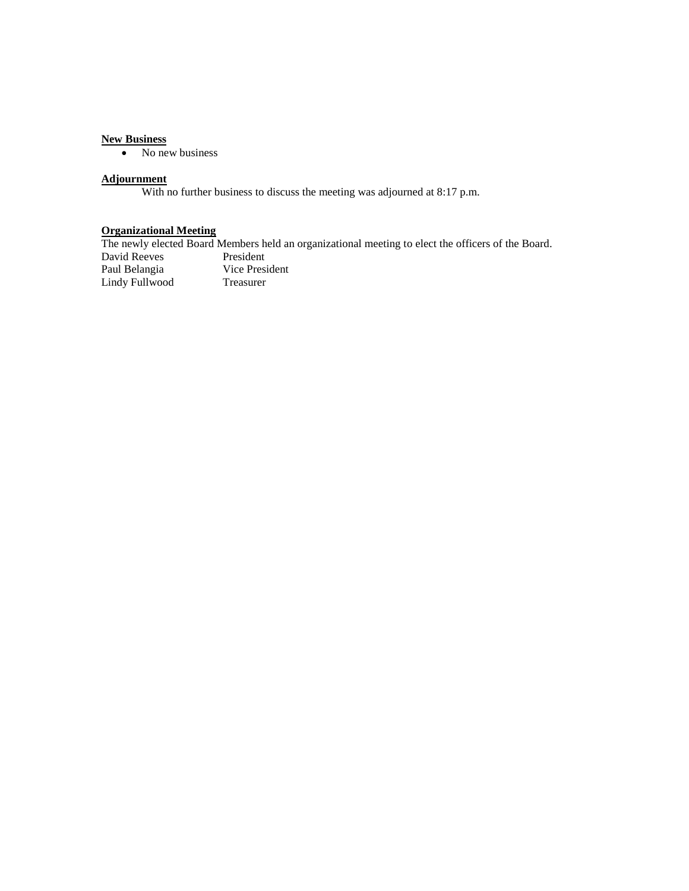**New Business**

- No new business

**Adjournment**

With no further business to discuss the meeting was adjourned at 8:17 p.m.

**Organizational Meeting**

The newly elected Board Members held an organizational meeting to elect the officers of the Board.

| | |
|---|---|
| David Reeves | President |
| Paul Belangia | Vice President |
| Lindy Fullwood | Treasurer |